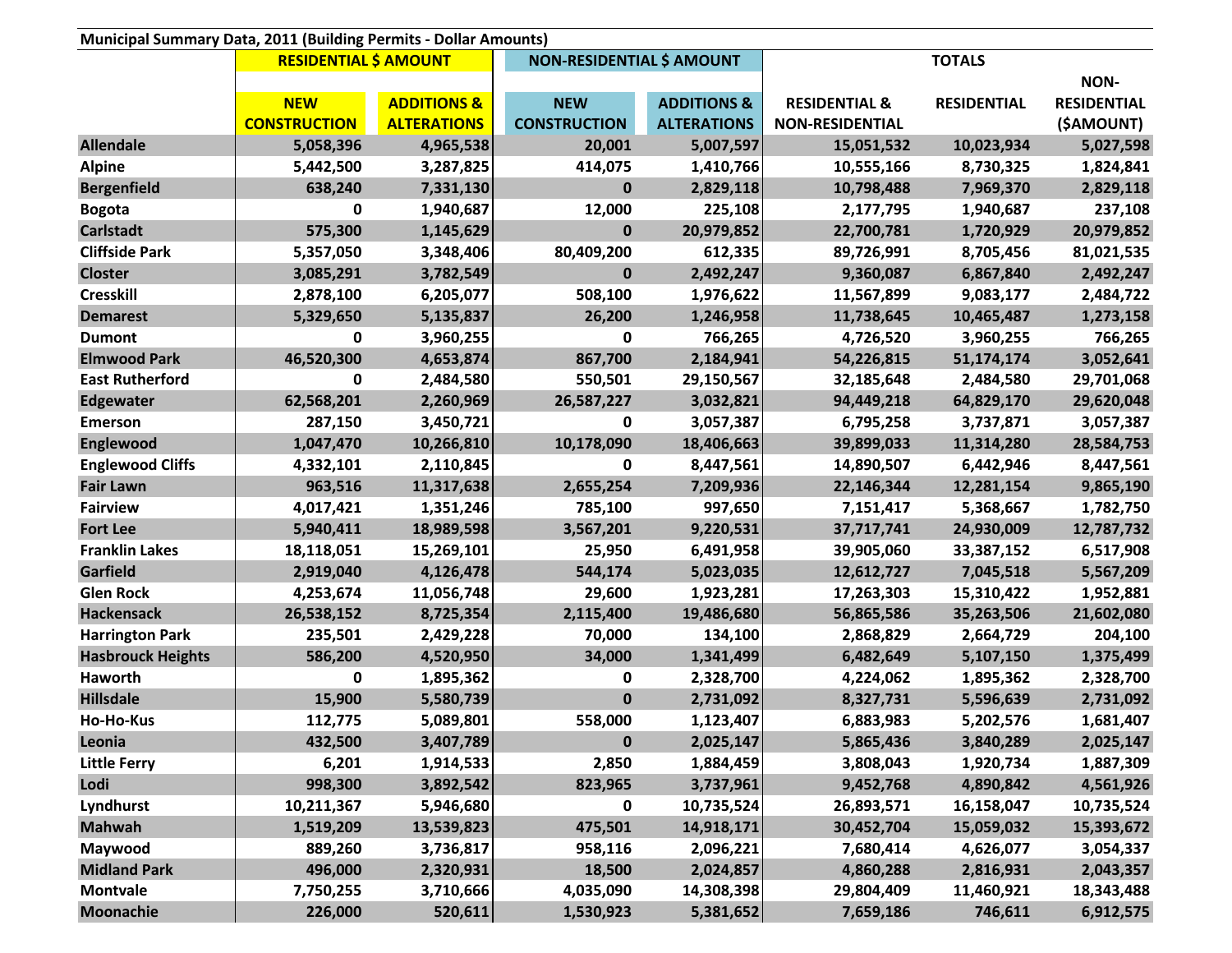**Municipal Summary Data, 2011 (Building Permits - Dollar Amounts)**

| | RESIDENTIAL $ AMOUNT | | NON-RESIDENTIAL $ AMOUNT | | TOTALS | | |
|---|---|---|---|---|---|---|---|
| | NEW CONSTRUCTION | ADDITIONS & ALTERATIONS | NEW CONSTRUCTION | ADDITIONS & ALTERATIONS | RESIDENTIAL & NON-RESIDENTIAL | RESIDENTIAL | NON-RESIDENTIAL ($AMOUNT) |
| **Allendale** | 5,058,396 | 4,965,538 | 20,001 | 5,007,597 | 15,051,532 | 10,023,934 | 5,027,598 |
| **Alpine** | 5,442,500 | 3,287,825 | 414,075 | 1,410,766 | 10,555,166 | 8,730,325 | 1,824,841 |
| **Bergenfield** | 638,240 | 7,331,130 | 0 | 2,829,118 | 10,798,488 | 7,969,370 | 2,829,118 |
| **Bogota** | 0 | 1,940,687 | 12,000 | 225,108 | 2,177,795 | 1,940,687 | 237,108 |
| **Carlstadt** | 575,300 | 1,145,629 | 0 | 20,979,852 | 22,700,781 | 1,720,929 | 20,979,852 |
| **Cliffside Park** | 5,357,050 | 3,348,406 | 80,409,200 | 612,335 | 89,726,991 | 8,705,456 | 81,021,535 |
| **Closter** | 3,085,291 | 3,782,549 | 0 | 2,492,247 | 9,360,087 | 6,867,840 | 2,492,247 |
| **Cresskill** | 2,878,100 | 6,205,077 | 508,100 | 1,976,622 | 11,567,899 | 9,083,177 | 2,484,722 |
| **Demarest** | 5,329,650 | 5,135,837 | 26,200 | 1,246,958 | 11,738,645 | 10,465,487 | 1,273,158 |
| **Dumont** | 0 | 3,960,255 | 0 | 766,265 | 4,726,520 | 3,960,255 | 766,265 |
| **Elmwood Park** | 46,520,300 | 4,653,874 | 867,700 | 2,184,941 | 54,226,815 | 51,174,174 | 3,052,641 |
| **East Rutherford** | 0 | 2,484,580 | 550,501 | 29,150,567 | 32,185,648 | 2,484,580 | 29,701,068 |
| **Edgewater** | 62,568,201 | 2,260,969 | 26,587,227 | 3,032,821 | 94,449,218 | 64,829,170 | 29,620,048 |
| **Emerson** | 287,150 | 3,450,721 | 0 | 3,057,387 | 6,795,258 | 3,737,871 | 3,057,387 |
| **Englewood** | 1,047,470 | 10,266,810 | 10,178,090 | 18,406,663 | 39,899,033 | 11,314,280 | 28,584,753 |
| **Englewood Cliffs** | 4,332,101 | 2,110,845 | 0 | 8,447,561 | 14,890,507 | 6,442,946 | 8,447,561 |
| **Fair Lawn** | 963,516 | 11,317,638 | 2,655,254 | 7,209,936 | 22,146,344 | 12,281,154 | 9,865,190 |
| **Fairview** | 4,017,421 | 1,351,246 | 785,100 | 997,650 | 7,151,417 | 5,368,667 | 1,782,750 |
| **Fort Lee** | 5,940,411 | 18,989,598 | 3,567,201 | 9,220,531 | 37,717,741 | 24,930,009 | 12,787,732 |
| **Franklin Lakes** | 18,118,051 | 15,269,101 | 25,950 | 6,491,958 | 39,905,060 | 33,387,152 | 6,517,908 |
| **Garfield** | 2,919,040 | 4,126,478 | 544,174 | 5,023,035 | 12,612,727 | 7,045,518 | 5,567,209 |
| **Glen Rock** | 4,253,674 | 11,056,748 | 29,600 | 1,923,281 | 17,263,303 | 15,310,422 | 1,952,881 |
| **Hackensack** | 26,538,152 | 8,725,354 | 2,115,400 | 19,486,680 | 56,865,586 | 35,263,506 | 21,602,080 |
| **Harrington Park** | 235,501 | 2,429,228 | 70,000 | 134,100 | 2,868,829 | 2,664,729 | 204,100 |
| **Hasbrouck Heights** | 586,200 | 4,520,950 | 34,000 | 1,341,499 | 6,482,649 | 5,107,150 | 1,375,499 |
| **Haworth** | 0 | 1,895,362 | 0 | 2,328,700 | 4,224,062 | 1,895,362 | 2,328,700 |
| **Hillsdale** | 15,900 | 5,580,739 | 0 | 2,731,092 | 8,327,731 | 5,596,639 | 2,731,092 |
| **Ho-Ho-Kus** | 112,775 | 5,089,801 | 558,000 | 1,123,407 | 6,883,983 | 5,202,576 | 1,681,407 |
| **Leonia** | 432,500 | 3,407,789 | 0 | 2,025,147 | 5,865,436 | 3,840,289 | 2,025,147 |
| **Little Ferry** | 6,201 | 1,914,533 | 2,850 | 1,884,459 | 3,808,043 | 1,920,734 | 1,887,309 |
| **Lodi** | 998,300 | 3,892,542 | 823,965 | 3,737,961 | 9,452,768 | 4,890,842 | 4,561,926 |
| **Lyndhurst** | 10,211,367 | 5,946,680 | 0 | 10,735,524 | 26,893,571 | 16,158,047 | 10,735,524 |
| **Mahwah** | 1,519,209 | 13,539,823 | 475,501 | 14,918,171 | 30,452,704 | 15,059,032 | 15,393,672 |
| **Maywood** | 889,260 | 3,736,817 | 958,116 | 2,096,221 | 7,680,414 | 4,626,077 | 3,054,337 |
| **Midland Park** | 496,000 | 2,320,931 | 18,500 | 2,024,857 | 4,860,288 | 2,816,931 | 2,043,357 |
| **Montvale** | 7,750,255 | 3,710,666 | 4,035,090 | 14,308,398 | 29,804,409 | 11,460,921 | 18,343,488 |
| **Moonachie** | 226,000 | 520,611 | 1,530,923 | 5,381,652 | 7,659,186 | 746,611 | 6,912,575 |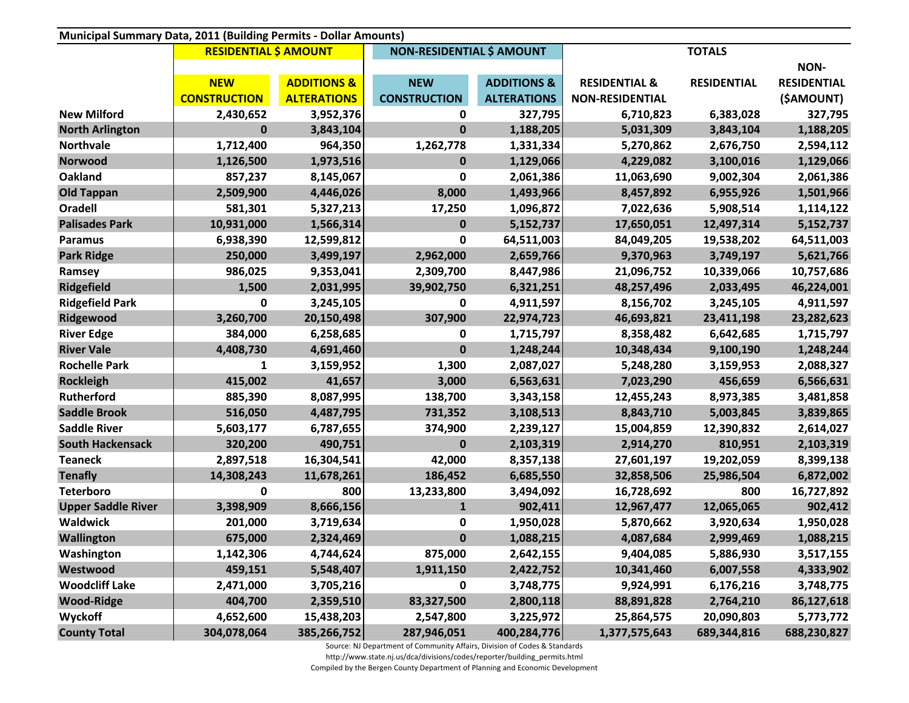**Municipal Summary Data, 2011 (Building Permits - Dollar Amounts)**

| | RESIDENTIAL $ AMOUNT | | NON-RESIDENTIAL $ AMOUNT | | TOTALS | | |
|---|---|---|---|---|---|---|---|
| | NEW CONSTRUCTION | ADDITIONS & ALTERATIONS | NEW CONSTRUCTION | ADDITIONS & ALTERATIONS | RESIDENTIAL & NON-RESIDENTIAL | RESIDENTIAL | NON-RESIDENTIAL ($AMOUNT) |
| **New Milford** | 2,430,652 | 3,952,376 | 0 | 327,795 | 6,710,823 | 6,383,028 | 327,795 |
| **North Arlington** | 0 | 3,843,104 | 0 | 1,188,205 | 5,031,309 | 3,843,104 | 1,188,205 |
| **Northvale** | 1,712,400 | 964,350 | 1,262,778 | 1,331,334 | 5,270,862 | 2,676,750 | 2,594,112 |
| **Norwood** | 1,126,500 | 1,973,516 | 0 | 1,129,066 | 4,229,082 | 3,100,016 | 1,129,066 |
| **Oakland** | 857,237 | 8,145,067 | 0 | 2,061,386 | 11,063,690 | 9,002,304 | 2,061,386 |
| **Old Tappan** | 2,509,900 | 4,446,026 | 8,000 | 1,493,966 | 8,457,892 | 6,955,926 | 1,501,966 |
| **Oradell** | 581,301 | 5,327,213 | 17,250 | 1,096,872 | 7,022,636 | 5,908,514 | 1,114,122 |
| **Palisades Park** | 10,931,000 | 1,566,314 | 0 | 5,152,737 | 17,650,051 | 12,497,314 | 5,152,737 |
| **Paramus** | 6,938,390 | 12,599,812 | 0 | 64,511,003 | 84,049,205 | 19,538,202 | 64,511,003 |
| **Park Ridge** | 250,000 | 3,499,197 | 2,962,000 | 2,659,766 | 9,370,963 | 3,749,197 | 5,621,766 |
| **Ramsey** | 986,025 | 9,353,041 | 2,309,700 | 8,447,986 | 21,096,752 | 10,339,066 | 10,757,686 |
| **Ridgefield** | 1,500 | 2,031,995 | 39,902,750 | 6,321,251 | 48,257,496 | 2,033,495 | 46,224,001 |
| **Ridgefield Park** | 0 | 3,245,105 | 0 | 4,911,597 | 8,156,702 | 3,245,105 | 4,911,597 |
| **Ridgewood** | 3,260,700 | 20,150,498 | 307,900 | 22,974,723 | 46,693,821 | 23,411,198 | 23,282,623 |
| **River Edge** | 384,000 | 6,258,685 | 0 | 1,715,797 | 8,358,482 | 6,642,685 | 1,715,797 |
| **River Vale** | 4,408,730 | 4,691,460 | 0 | 1,248,244 | 10,348,434 | 9,100,190 | 1,248,244 |
| **Rochelle Park** | 1 | 3,159,952 | 1,300 | 2,087,027 | 5,248,280 | 3,159,953 | 2,088,327 |
| **Rockleigh** | 415,002 | 41,657 | 3,000 | 6,563,631 | 7,023,290 | 456,659 | 6,566,631 |
| **Rutherford** | 885,390 | 8,087,995 | 138,700 | 3,343,158 | 12,455,243 | 8,973,385 | 3,481,858 |
| **Saddle Brook** | 516,050 | 4,487,795 | 731,352 | 3,108,513 | 8,843,710 | 5,003,845 | 3,839,865 |
| **Saddle River** | 5,603,177 | 6,787,655 | 374,900 | 2,239,127 | 15,004,859 | 12,390,832 | 2,614,027 |
| **South Hackensack** | 320,200 | 490,751 | 0 | 2,103,319 | 2,914,270 | 810,951 | 2,103,319 |
| **Teaneck** | 2,897,518 | 16,304,541 | 42,000 | 8,357,138 | 27,601,197 | 19,202,059 | 8,399,138 |
| **Tenafly** | 14,308,243 | 11,678,261 | 186,452 | 6,685,550 | 32,858,506 | 25,986,504 | 6,872,002 |
| **Teterboro** | 0 | 800 | 13,233,800 | 3,494,092 | 16,728,692 | 800 | 16,727,892 |
| **Upper Saddle River** | 3,398,909 | 8,666,156 | 1 | 902,411 | 12,967,477 | 12,065,065 | 902,412 |
| **Waldwick** | 201,000 | 3,719,634 | 0 | 1,950,028 | 5,870,662 | 3,920,634 | 1,950,028 |
| **Wallington** | 675,000 | 2,324,469 | 0 | 1,088,215 | 4,087,684 | 2,999,469 | 1,088,215 |
| **Washington** | 1,142,306 | 4,744,624 | 875,000 | 2,642,155 | 9,404,085 | 5,886,930 | 3,517,155 |
| **Westwood** | 459,151 | 5,548,407 | 1,911,150 | 2,422,752 | 10,341,460 | 6,007,558 | 4,333,902 |
| **Woodcliff Lake** | 2,471,000 | 3,705,216 | 0 | 3,748,775 | 9,924,991 | 6,176,216 | 3,748,775 |
| **Wood-Ridge** | 404,700 | 2,359,510 | 83,327,500 | 2,800,118 | 88,891,828 | 2,764,210 | 86,127,618 |
| **Wyckoff** | 4,652,600 | 15,438,203 | 2,547,800 | 3,225,972 | 25,864,575 | 20,090,803 | 5,773,772 |
| **County Total** | 304,078,064 | 385,266,752 | 287,946,051 | 400,284,776 | 1,377,575,643 | 689,344,816 | 688,230,827 |

Source: NJ Department of Community Affairs, Division of Codes & Standards

http://www.state.nj.us/dca/divisions/codes/reporter/building_permits.html

Compiled by the Bergen County Department of Planning and Economic Development